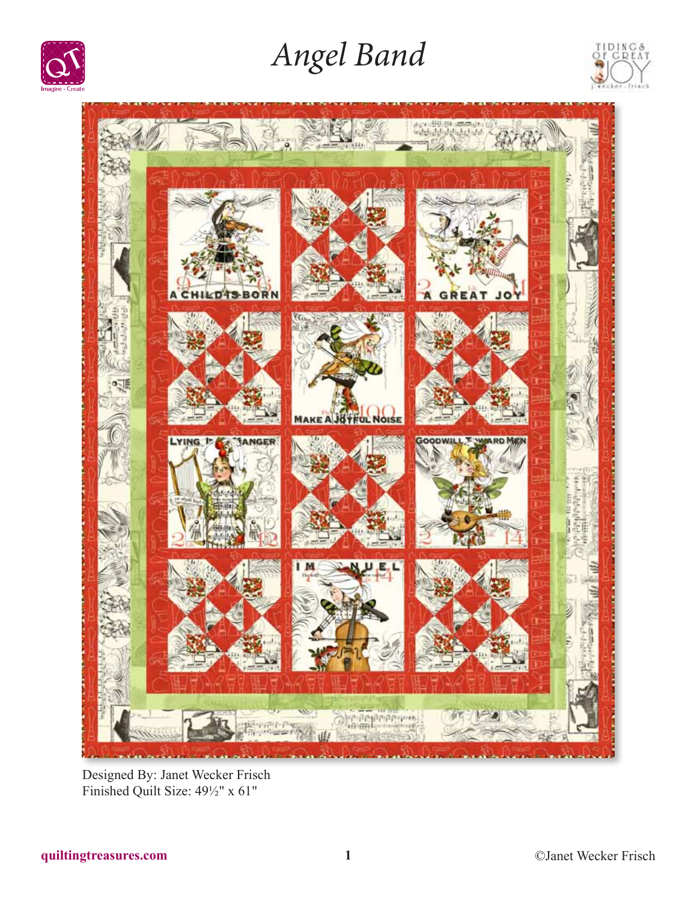# *Angel Band*

Designed By: Janet Wecker Frisch
Finished Quilt Size: 49½" x 61"

quiltingtreasures.com

©Janet Wecker Frisch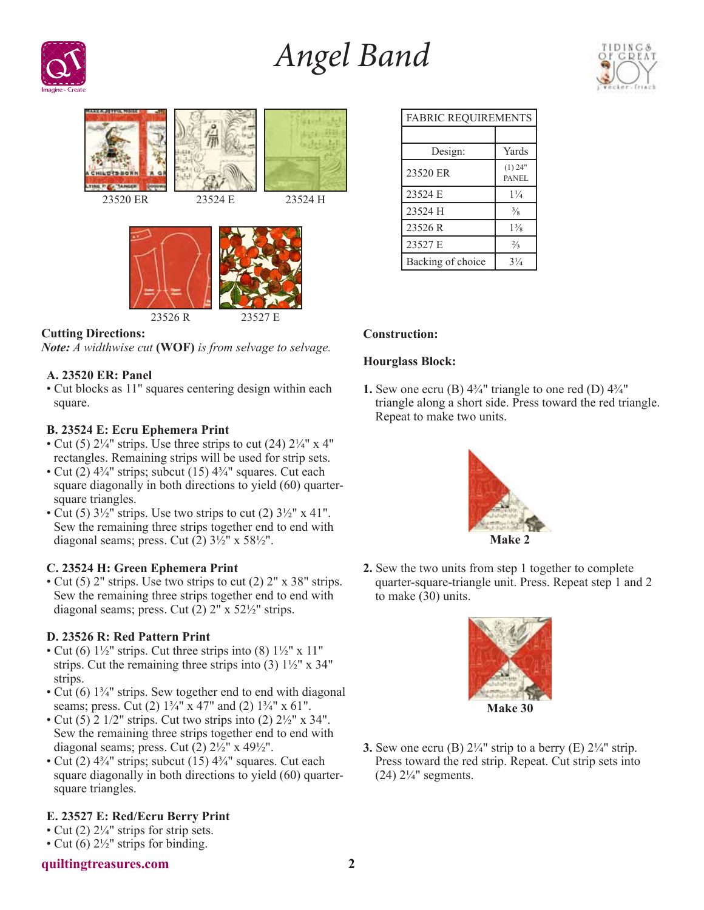# Angel Band

23520 ER

23524 E

23524 H

23526 R

23527 E

| FABRIC REQUIREMENTS | |
|---|---|
| | |
| Design: | Yards |
| 23520 ER | (1) 24" PANEL |
| 23524 E | 1¼ |
| 23524 H | ⅜ |
| 23526 R | 1⅜ |
| 23527 E | ⅔ |
| Backing of choice | 3¼ |

**Cutting Directions:**
*Note: A widthwise cut* **(WOF)** *is from selvage to selvage.*

**A. 23520 ER: Panel**
- Cut blocks as 11" squares centering design within each square.

**B. 23524 E: Ecru Ephemera Print**
- Cut (5) 2¼" strips. Use three strips to cut (24) 2¼" x 4" rectangles. Remaining strips will be used for strip sets.
- Cut (2) 4¾" strips; subcut (15) 4¾" squares. Cut each square diagonally in both directions to yield (60) quarter-square triangles.
- Cut (5) 3½" strips. Use two strips to cut (2) 3½" x 41". Sew the remaining three strips together end to end with diagonal seams; press. Cut (2) 3½" x 58½".

**C. 23524 H: Green Ephemera Print**
- Cut (5) 2" strips. Use two strips to cut (2) 2" x 38" strips. Sew the remaining three strips together end to end with diagonal seams; press. Cut (2) 2" x 52½" strips.

**D. 23526 R: Red Pattern Print**
- Cut (6) 1½" strips. Cut three strips into (8) 1½" x 11" strips. Cut the remaining three strips into (3) 1½" x 34" strips.
- Cut (6) 1¾" strips. Sew together end to end with diagonal seams; press. Cut (2) 1¾" x 47" and (2) 1¾" x 61".
- Cut (5) 2 1/2" strips. Cut two strips into (2) 2½" x 34". Sew the remaining three strips together end to end with diagonal seams; press. Cut (2) 2½" x 49½".
- Cut (2) 4¾" strips; subcut (15) 4¾" squares. Cut each square diagonally in both directions to yield (60) quarter-square triangles.

**E. 23527 E: Red/Ecru Berry Print**
- Cut (2) 2¼" strips for strip sets.
- Cut (6) 2½" strips for binding.

**Construction:**

**Hourglass Block:**

**1.** Sew one ecru (B) 4¾" triangle to one red (D) 4¾" triangle along a short side. Press toward the red triangle. Repeat to make two units.

**Make 2**

**2.** Sew the two units from step 1 together to complete quarter-square-triangle unit. Press. Repeat step 1 and 2 to make (30) units.

**Make 30**

**3.** Sew one ecru (B) 2¼" strip to a berry (E) 2¼" strip. Press toward the red strip. Repeat. Cut strip sets into (24) 2¼" segments.

quiltingtreasures.com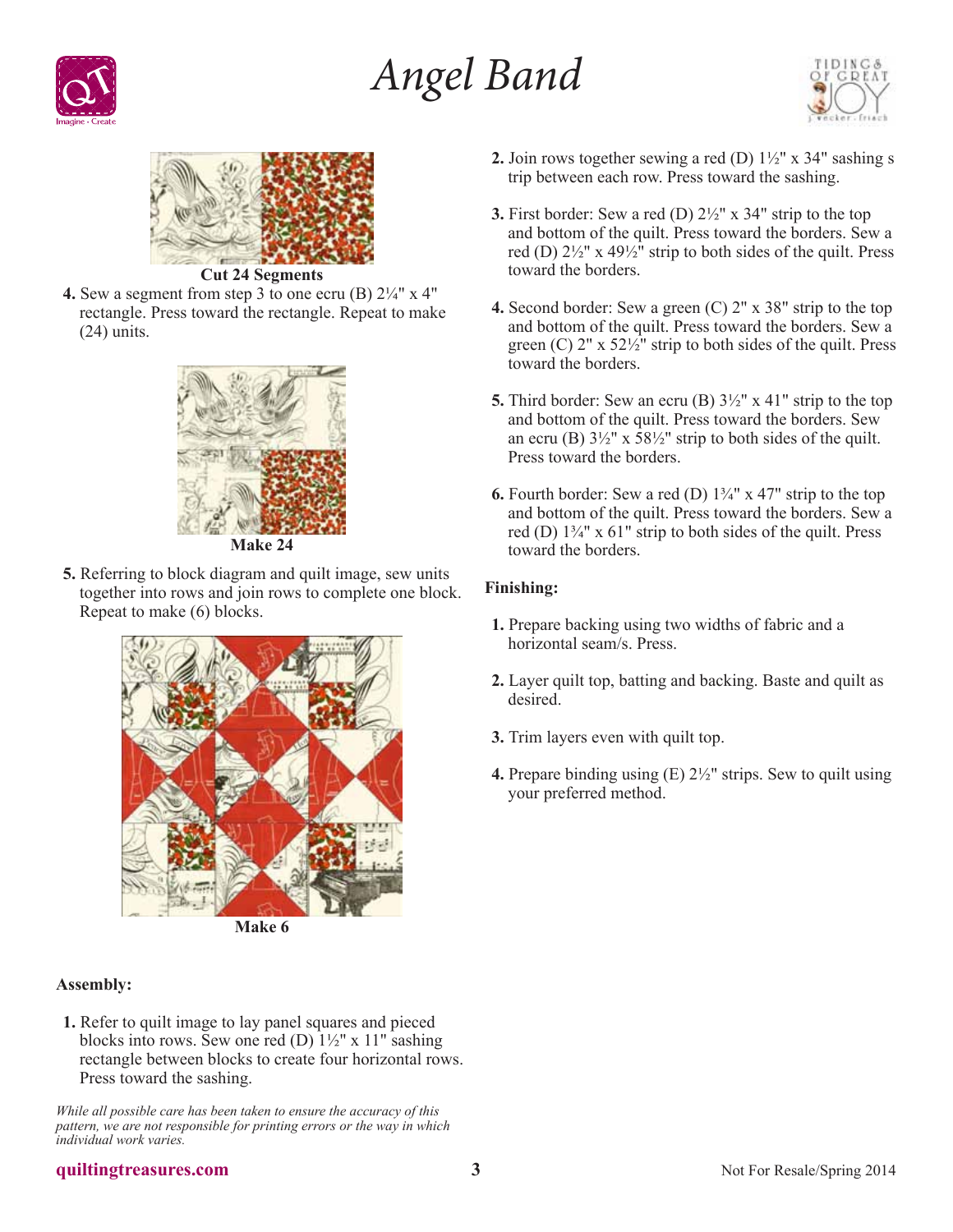# Angel Band

Cut 24 Segments

4. Sew a segment from step 3 to one ecru (B) 2¼" x 4" rectangle. Press toward the rectangle. Repeat to make (24) units.

Make 24

5. Referring to block diagram and quilt image, sew units together into rows and join rows to complete one block. Repeat to make (6) blocks.

Make 6

### Assembly:

1. Refer to quilt image to lay panel squares and pieced blocks into rows. Sew one red (D) 1½" x 11" sashing rectangle between blocks to create four horizontal rows. Press toward the sashing.

2. Join rows together sewing a red (D) 1½" x 34" sashing s trip between each row. Press toward the sashing.

3. First border: Sew a red (D) 2½" x 34" strip to the top and bottom of the quilt. Press toward the borders. Sew a red (D) 2½" x 49½" strip to both sides of the quilt. Press toward the borders.

4. Second border: Sew a green (C) 2" x 38" strip to the top and bottom of the quilt. Press toward the borders. Sew a green (C) 2" x 52½" strip to both sides of the quilt. Press toward the borders.

5. Third border: Sew an ecru (B) 3½" x 41" strip to the top and bottom of the quilt. Press toward the borders. Sew an ecru (B) 3½" x 58½" strip to both sides of the quilt. Press toward the borders.

6. Fourth border: Sew a red (D) 1¾" x 47" strip to the top and bottom of the quilt. Press toward the borders. Sew a red (D) 1¾" x 61" strip to both sides of the quilt. Press toward the borders.

### Finishing:

1. Prepare backing using two widths of fabric and a horizontal seam/s. Press.

2. Layer quilt top, batting and backing. Baste and quilt as desired.

3. Trim layers even with quilt top.

4. Prepare binding using (E) 2½" strips. Sew to quilt using your preferred method.

*While all possible care has been taken to ensure the accuracy of this pattern, we are not responsible for printing errors or the way in which individual work varies.*